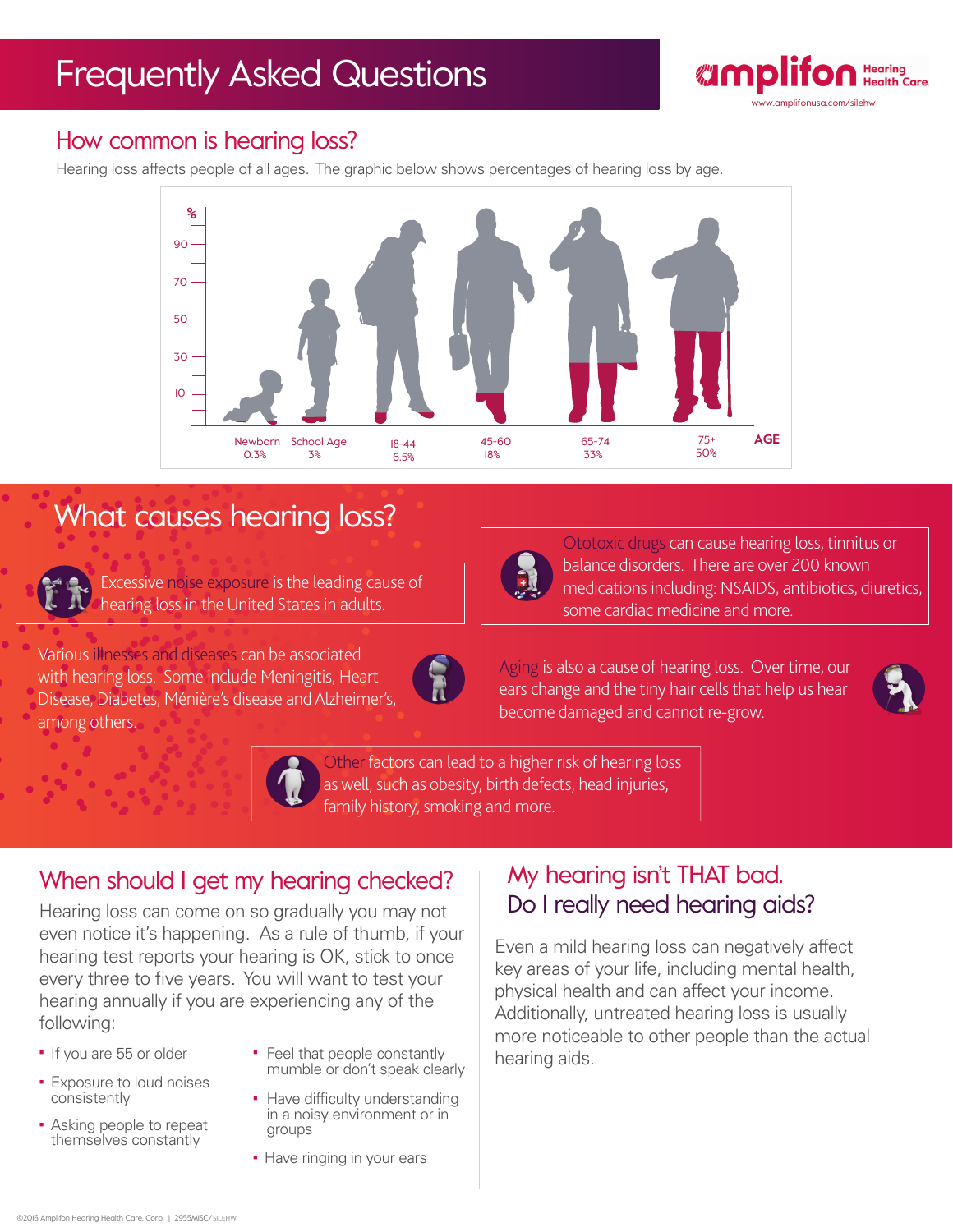# Frequently Asked Questions

amplifon Hearing Health Care
www.amplifonusa.com/silehw

## How common is hearing loss?

Hearing loss affects people of all ages. The graphic below shows percentages of hearing loss by age.

%
90
70
50
30
10

Newborn 0.3%
School Age 3%
18-44 6.5%
45-60 18%
65-74 33%
75+ 50%
AGE

## What causes hearing loss?

Excessive noise exposure is the leading cause of hearing loss in the United States in adults.

Ototoxic drugs can cause hearing loss, tinnitus or balance disorders. There are over 200 known medications including: NSAIDS, antibiotics, diuretics, some cardiac medicine and more.

Various illnesses and diseases can be associated with hearing loss. Some include Meningitis, Heart Disease, Diabetes, Ménière's disease and Alzheimer's, among others.

Aging is also a cause of hearing loss. Over time, our ears change and the tiny hair cells that help us hear become damaged and cannot re-grow.

Other factors can lead to a higher risk of hearing loss as well, such as obesity, birth defects, head injuries, family history, smoking and more.

## When should I get my hearing checked?

Hearing loss can come on so gradually you may not even notice it's happening. As a rule of thumb, if your hearing test reports your hearing is OK, stick to once every three to five years. You will want to test your hearing annually if you are experiencing any of the following:

- If you are 55 or older
- Exposure to loud noises consistently
- Asking people to repeat themselves constantly
- Feel that people constantly mumble or don't speak clearly
- Have difficulty understanding in a noisy environment or in groups
- Have ringing in your ears

## My hearing isn't THAT bad. Do I really need hearing aids?

Even a mild hearing loss can negatively affect key areas of your life, including mental health, physical health and can affect your income. Additionally, untreated hearing loss is usually more noticeable to other people than the actual hearing aids.

©2016 Amplifon Hearing Health Care, Corp. | 2955MISC/SILEHW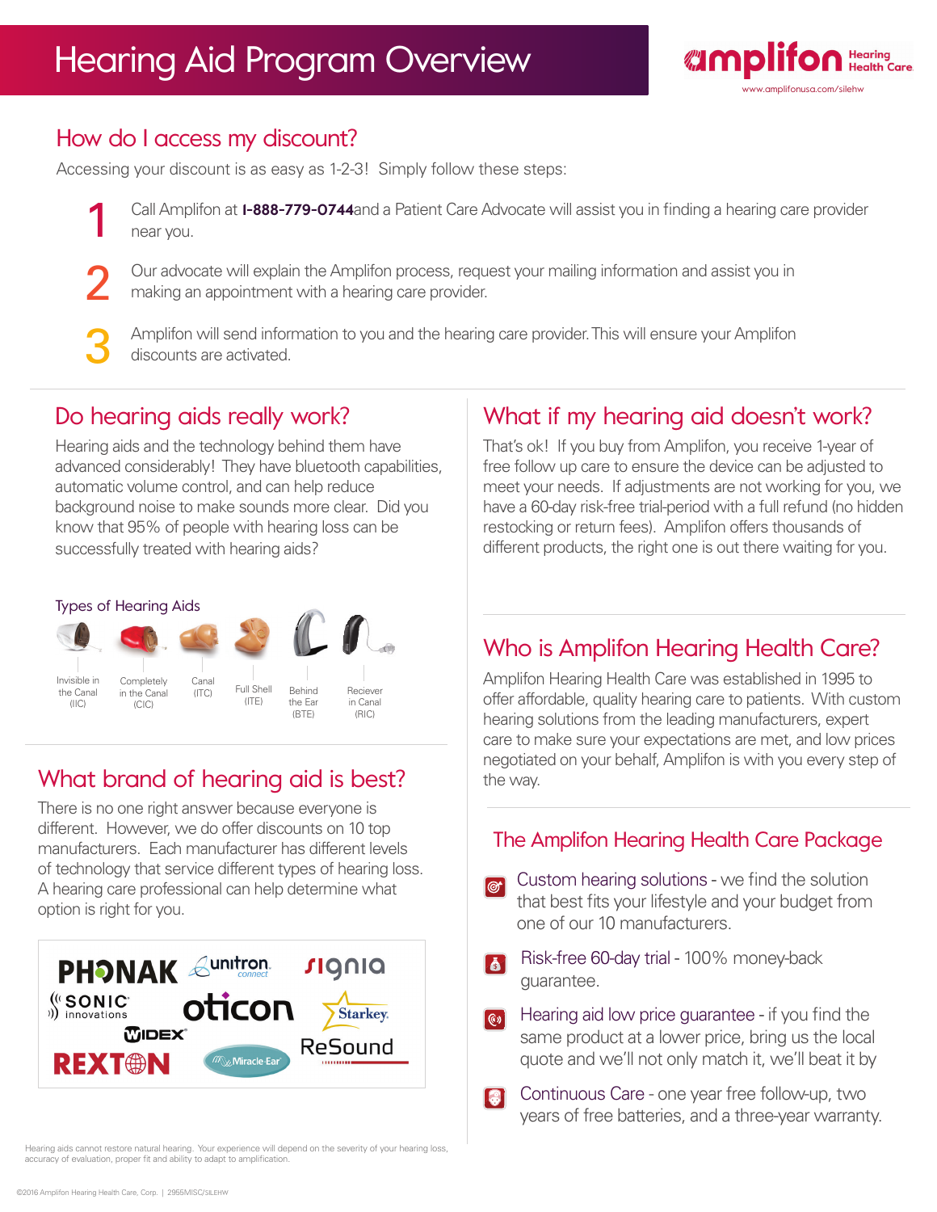# Hearing Aid Program Overview

amplifon Hearing Health Care

www.amplifonusa.com/silehw

## How do I access my discount?

Accessing your discount is as easy as 1-2-3! Simply follow these steps:

1. Call Amplifon at **1-888-779-0744** and a Patient Care Advocate will assist you in finding a hearing care provider near you.
2. Our advocate will explain the Amplifon process, request your mailing information and assist you in making an appointment with a hearing care provider.
3. Amplifon will send information to you and the hearing care provider. This will ensure your Amplifon discounts are activated.

## Do hearing aids really work?

Hearing aids and the technology behind them have advanced considerably! They have bluetooth capabilities, automatic volume control, and can help reduce background noise to make sounds more clear. Did you know that 95% of people with hearing loss can be successfully treated with hearing aids?

### Types of Hearing Aids

Invisible in the Canal (IIC)
Completely in the Canal (CIC)
Canal (ITC)
Full Shell (ITE)
Behind the Ear (BTE)
Reciever in Canal (RIC)

## What brand of hearing aid is best?

There is no one right answer because everyone is different. However, we do offer discounts on 10 top manufacturers. Each manufacturer has different levels of technology that service different types of hearing loss. A hearing care professional can help determine what option is right for you.

PHONAK, unitron connect, signia, SONIC innovations, oticon, Starkey, WIDEX, ReSound, REXTON, Miracle-Ear

## What if my hearing aid doesn't work?

That's ok! If you buy from Amplifon, you receive 1-year of free follow up care to ensure the device can be adjusted to meet your needs. If adjustments are not working for you, we have a 60-day risk-free trial-period with a full refund (no hidden restocking or return fees). Amplifon offers thousands of different products, the right one is out there waiting for you.

## Who is Amplifon Hearing Health Care?

Amplifon Hearing Health Care was established in 1995 to offer affordable, quality hearing care to patients. With custom hearing solutions from the leading manufacturers, expert care to make sure your expectations are met, and low prices negotiated on your behalf, Amplifon is with you every step of the way.

## The Amplifon Hearing Health Care Package

- Custom hearing solutions - we find the solution that best fits your lifestyle and your budget from one of our 10 manufacturers.
- Risk-free 60-day trial - 100% money-back guarantee.
- Hearing aid low price guarantee - if you find the same product at a lower price, bring us the local quote and we'll not only match it, we'll beat it by
- Continuous Care - one year free follow-up, two years of free batteries, and a three-year warranty.

Hearing aids cannot restore natural hearing. Your experience will depend on the severity of your hearing loss, accuracy of evaluation, proper fit and ability to adapt to amplification.

©2016 Amplifon Hearing Health Care, Corp. | 2955MISC/SILEHW